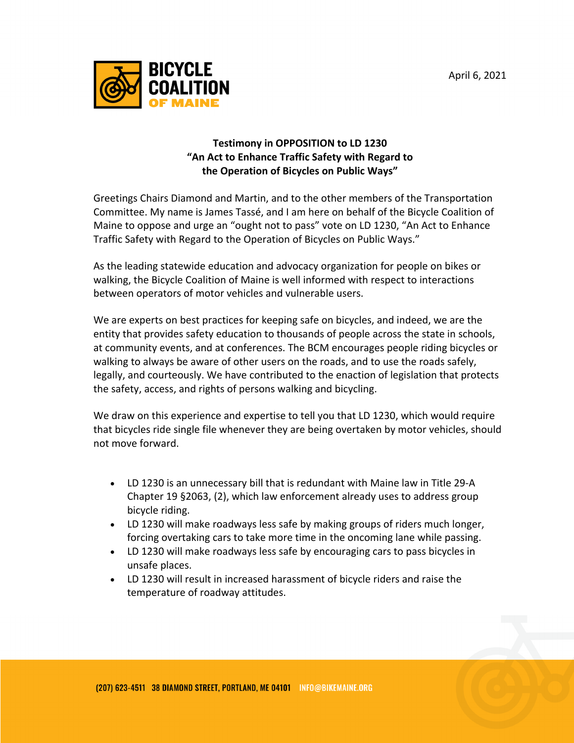BICYCLE COALITION OF MAINE

April 6, 2021

**Testimony in OPPOSITION to LD 1230**
**"An Act to Enhance Traffic Safety with Regard to the Operation of Bicycles on Public Ways"**

Greetings Chairs Diamond and Martin, and to the other members of the Transportation Committee. My name is James Tassé, and I am here on behalf of the Bicycle Coalition of Maine to oppose and urge an "ought not to pass" vote on LD 1230, "An Act to Enhance Traffic Safety with Regard to the Operation of Bicycles on Public Ways."

As the leading statewide education and advocacy organization for people on bikes or walking, the Bicycle Coalition of Maine is well informed with respect to interactions between operators of motor vehicles and vulnerable users.

We are experts on best practices for keeping safe on bicycles, and indeed, we are the entity that provides safety education to thousands of people across the state in schools, at community events, and at conferences. The BCM encourages people riding bicycles or walking to always be aware of other users on the roads, and to use the roads safely, legally, and courteously. We have contributed to the enaction of legislation that protects the safety, access, and rights of persons walking and bicycling.

We draw on this experience and expertise to tell you that LD 1230, which would require that bicycles ride single file whenever they are being overtaken by motor vehicles, should not move forward.

- LD 1230 is an unnecessary bill that is redundant with Maine law in Title 29-A Chapter 19 §2063, (2), which law enforcement already uses to address group bicycle riding.
- LD 1230 will make roadways less safe by making groups of riders much longer, forcing overtaking cars to take more time in the oncoming lane while passing.
- LD 1230 will make roadways less safe by encouraging cars to pass bicycles in unsafe places.
- LD 1230 will result in increased harassment of bicycle riders and raise the temperature of roadway attitudes.

(207) 623-4511 38 DIAMOND STREET, PORTLAND, ME 04101 INFO@BIKEMAINE.ORG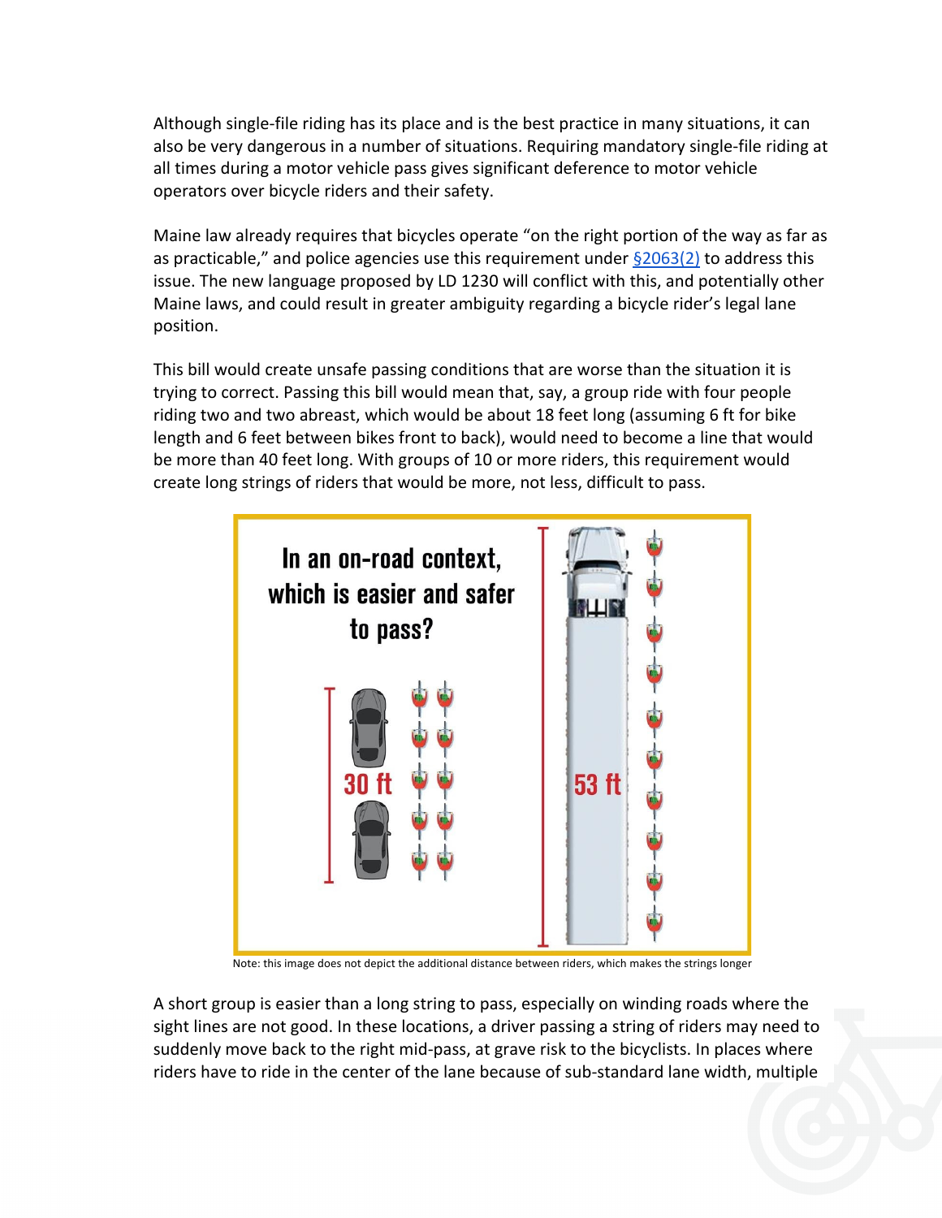Although single-file riding has its place and is the best practice in many situations, it can also be very dangerous in a number of situations. Requiring mandatory single-file riding at all times during a motor vehicle pass gives significant deference to motor vehicle operators over bicycle riders and their safety.

Maine law already requires that bicycles operate "on the right portion of the way as far as as practicable," and police agencies use this requirement under [§2063(2)] to address this issue. The new language proposed by LD 1230 will conflict with this, and potentially other Maine laws, and could result in greater ambiguity regarding a bicycle rider's legal lane position.

This bill would create unsafe passing conditions that are worse than the situation it is trying to correct. Passing this bill would mean that, say, a group ride with four people riding two and two abreast, which would be about 18 feet long (assuming 6 ft for bike length and 6 feet between bikes front to back), would need to become a line that would be more than 40 feet long. With groups of 10 or more riders, this requirement would create long strings of riders that would be more, not less, difficult to pass.

In an on-road context, which is easier and safer to pass?

30 ft

53 ft

Note: this image does not depict the additional distance between riders, which makes the strings longer

A short group is easier than a long string to pass, especially on winding roads where the sight lines are not good. In these locations, a driver passing a string of riders may need to suddenly move back to the right mid-pass, at grave risk to the bicyclists. In places where riders have to ride in the center of the lane because of sub-standard lane width, multiple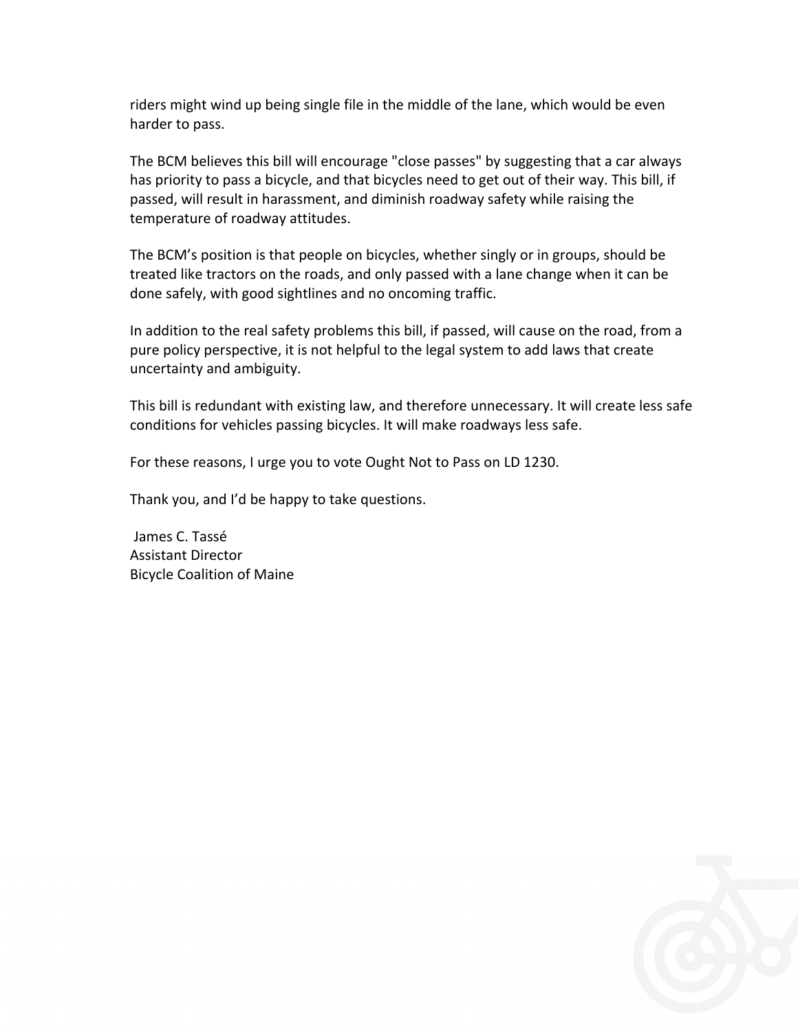riders might wind up being single file in the middle of the lane, which would be even harder to pass.

The BCM believes this bill will encourage "close passes" by suggesting that a car always has priority to pass a bicycle, and that bicycles need to get out of their way. This bill, if passed, will result in harassment, and diminish roadway safety while raising the temperature of roadway attitudes.

The BCM's position is that people on bicycles, whether singly or in groups, should be treated like tractors on the roads, and only passed with a lane change when it can be done safely, with good sightlines and no oncoming traffic.

In addition to the real safety problems this bill, if passed, will cause on the road, from a pure policy perspective, it is not helpful to the legal system to add laws that create uncertainty and ambiguity.

This bill is redundant with existing law, and therefore unnecessary. It will create less safe conditions for vehicles passing bicycles. It will make roadways less safe.

For these reasons, I urge you to vote Ought Not to Pass on LD 1230.

Thank you, and I'd be happy to take questions.

James C. Tassé
Assistant Director
Bicycle Coalition of Maine